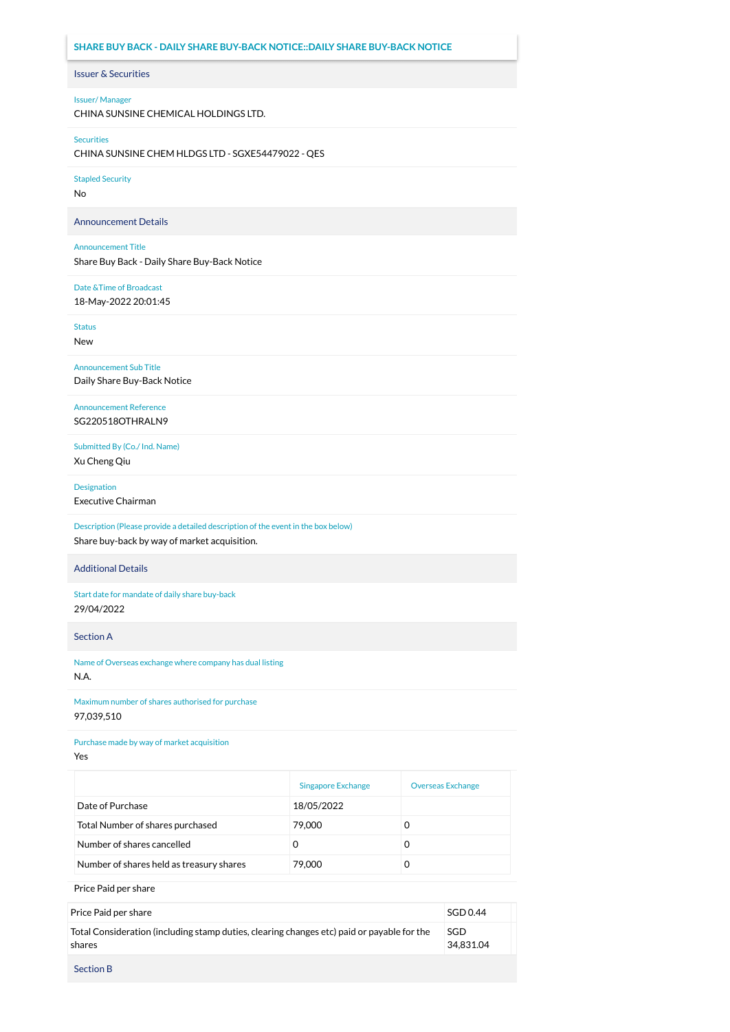# SHARE BUY BACK - DAILY SHARE BUY-BACK NOTICE::DAILY SHARE BUY-BACK NOTICE

## Issuer & Securities

**Issuer/ Manager**
CHINA SUNSINE CHEMICAL HOLDINGS LTD.

**Securities**
CHINA SUNSINE CHEM HLDGS LTD - SGXE54479022 - QES

**Stapled Security**
No

## Announcement Details

**Announcement Title**
Share Buy Back - Daily Share Buy-Back Notice

**Date &Time of Broadcast**
18-May-2022 20:01:45

**Status**
New

**Announcement Sub Title**
Daily Share Buy-Back Notice

**Announcement Reference**
SG220518OTHRALN9

**Submitted By (Co./ Ind. Name)**
Xu Cheng Qiu

**Designation**
Executive Chairman

**Description (Please provide a detailed description of the event in the box below)**
Share buy-back by way of market acquisition.

## Additional Details

**Start date for mandate of daily share buy-back**
29/04/2022

## Section A

**Name of Overseas exchange where company has dual listing**
N.A.

**Maximum number of shares authorised for purchase**
97,039,510

**Purchase made by way of market acquisition**
Yes

| | Singapore Exchange | Overseas Exchange |
|---|---|---|
| Date of Purchase | 18/05/2022 | |
| Total Number of shares purchased | 79,000 | 0 |
| Number of shares cancelled | 0 | 0 |
| Number of shares held as treasury shares | 79,000 | 0 |

**Price Paid per share**

| | |
|---|---|
| Price Paid per share | SGD 0.44 |
| Total Consideration (including stamp duties, clearing changes etc) paid or payable for the shares | SGD 34,831.04 |

## Section B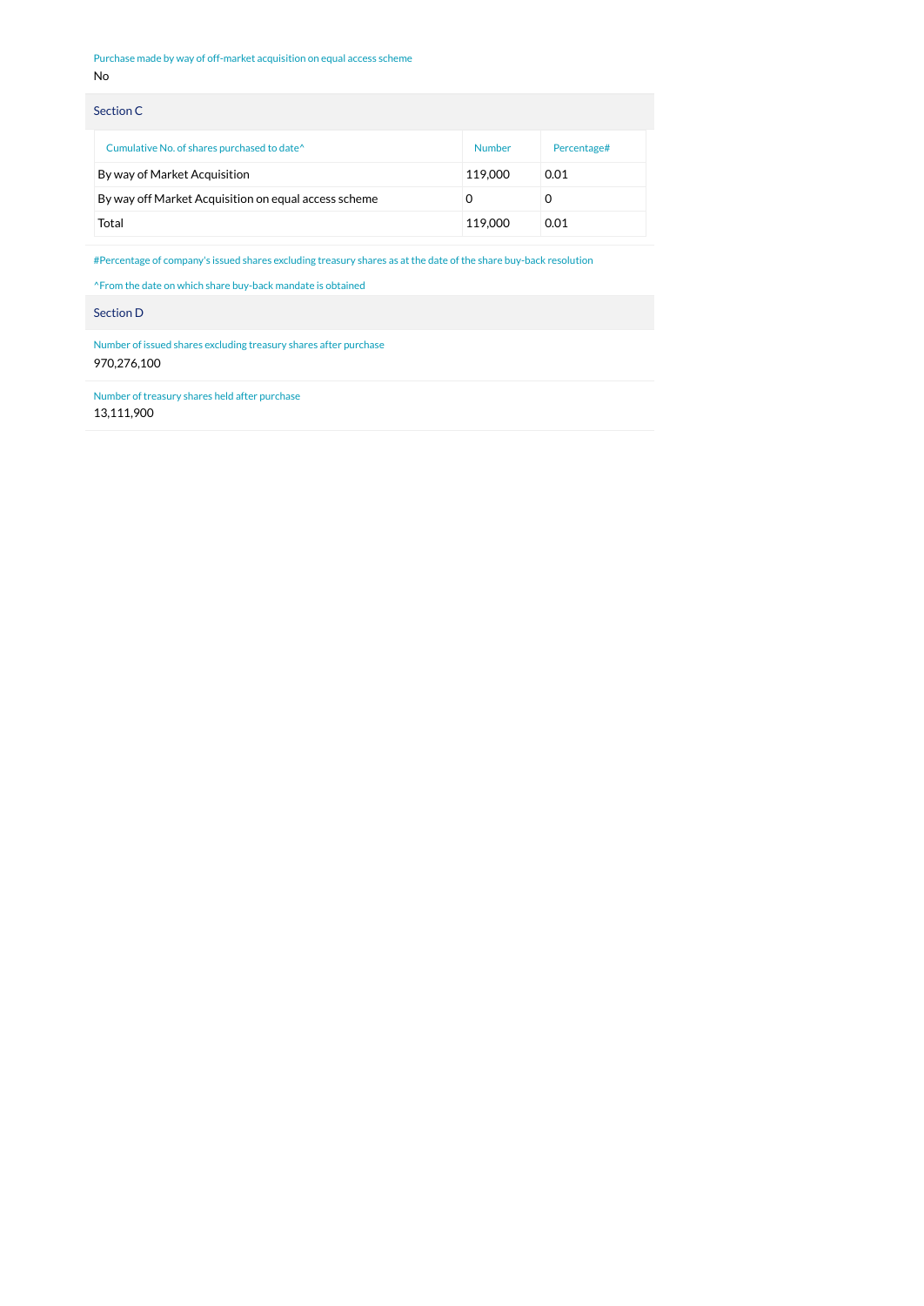Purchase made by way of off-market acquisition on equal access scheme

No

## Section C

| Cumulative No. of shares purchased to date^ | Number | Percentage# |
| --- | --- | --- |
| By way of Market Acquisition | 119,000 | 0.01 |
| By way off Market Acquisition on equal access scheme | 0 | 0 |
| Total | 119,000 | 0.01 |

#Percentage of company's issued shares excluding treasury shares as at the date of the share buy-back resolution

^From the date on which share buy-back mandate is obtained

## Section D

Number of issued shares excluding treasury shares after purchase

970,276,100

Number of treasury shares held after purchase

13,111,900